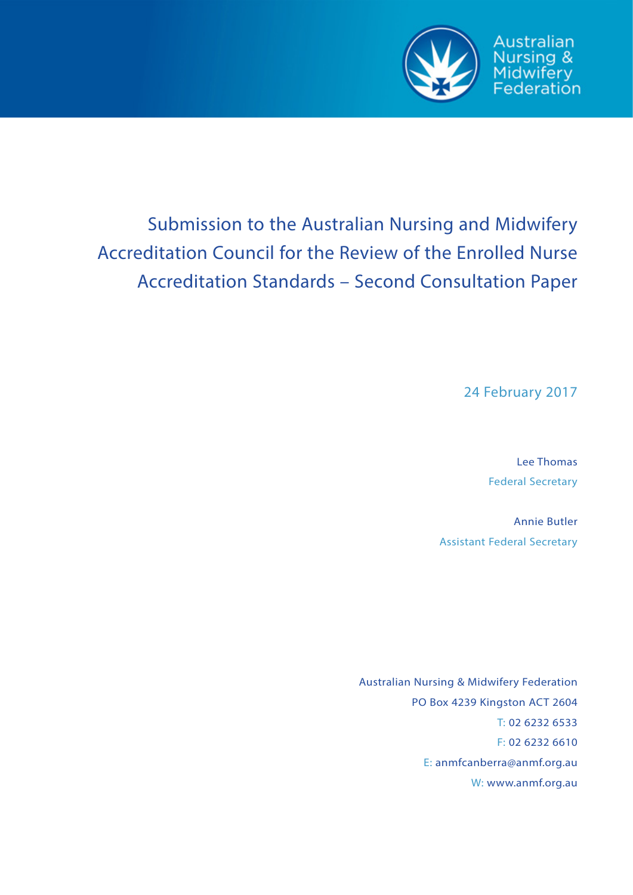Australian Nursing & Midwifery Federation

# Submission to the Australian Nursing and Midwifery Accreditation Council for the Review of the Enrolled Nurse Accreditation Standards – Second Consultation Paper

24 February 2017

Lee Thomas
Federal Secretary

Annie Butler
Assistant Federal Secretary

Australian Nursing & Midwifery Federation
PO Box 4239 Kingston ACT 2604
T: 02 6232 6533
F: 02 6232 6610
E: anmfcanberra@anmf.org.au
W: www.anmf.org.au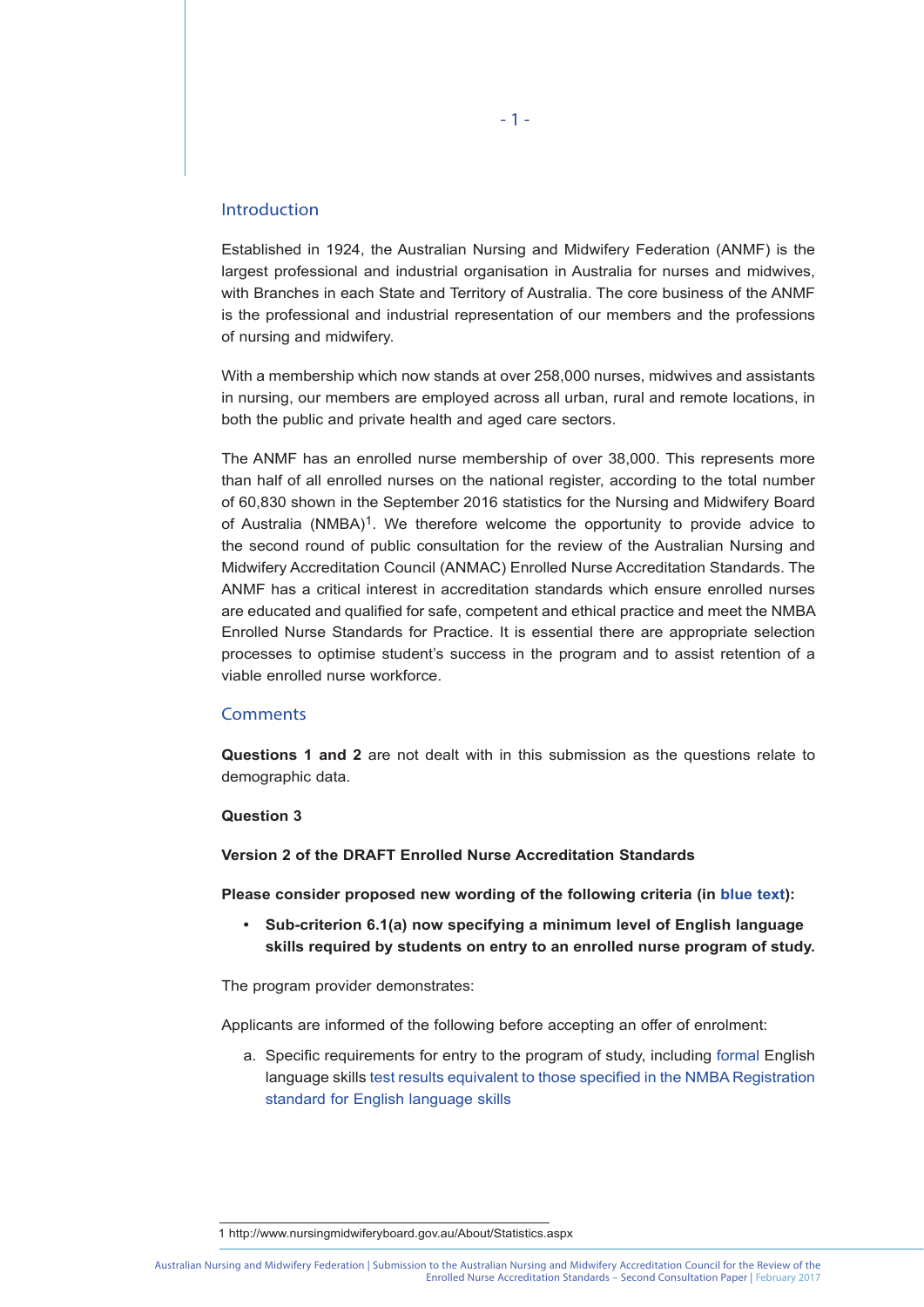## Introduction

Established in 1924, the Australian Nursing and Midwifery Federation (ANMF) is the largest professional and industrial organisation in Australia for nurses and midwives, with Branches in each State and Territory of Australia. The core business of the ANMF is the professional and industrial representation of our members and the professions of nursing and midwifery.

With a membership which now stands at over 258,000 nurses, midwives and assistants in nursing, our members are employed across all urban, rural and remote locations, in both the public and private health and aged care sectors.

The ANMF has an enrolled nurse membership of over 38,000. This represents more than half of all enrolled nurses on the national register, according to the total number of 60,830 shown in the September 2016 statistics for the Nursing and Midwifery Board of Australia (NMBA)[1]. We therefore welcome the opportunity to provide advice to the second round of public consultation for the review of the Australian Nursing and Midwifery Accreditation Council (ANMAC) Enrolled Nurse Accreditation Standards. The ANMF has a critical interest in accreditation standards which ensure enrolled nurses are educated and qualified for safe, competent and ethical practice and meet the NMBA Enrolled Nurse Standards for Practice. It is essential there are appropriate selection processes to optimise student's success in the program and to assist retention of a viable enrolled nurse workforce.

## Comments

**Questions 1 and 2** are not dealt with in this submission as the questions relate to demographic data.

**Question 3**

**Version 2 of the DRAFT Enrolled Nurse Accreditation Standards**

**Please consider proposed new wording of the following criteria (in blue text):**

- **Sub-criterion 6.1(a) now specifying a minimum level of English language skills required by students on entry to an enrolled nurse program of study.**

The program provider demonstrates:

Applicants are informed of the following before accepting an offer of enrolment:

a. Specific requirements for entry to the program of study, including formal English language skills test results equivalent to those specified in the NMBA Registration standard for English language skills

1 http://www.nursingmidwiferyboard.gov.au/About/Statistics.aspx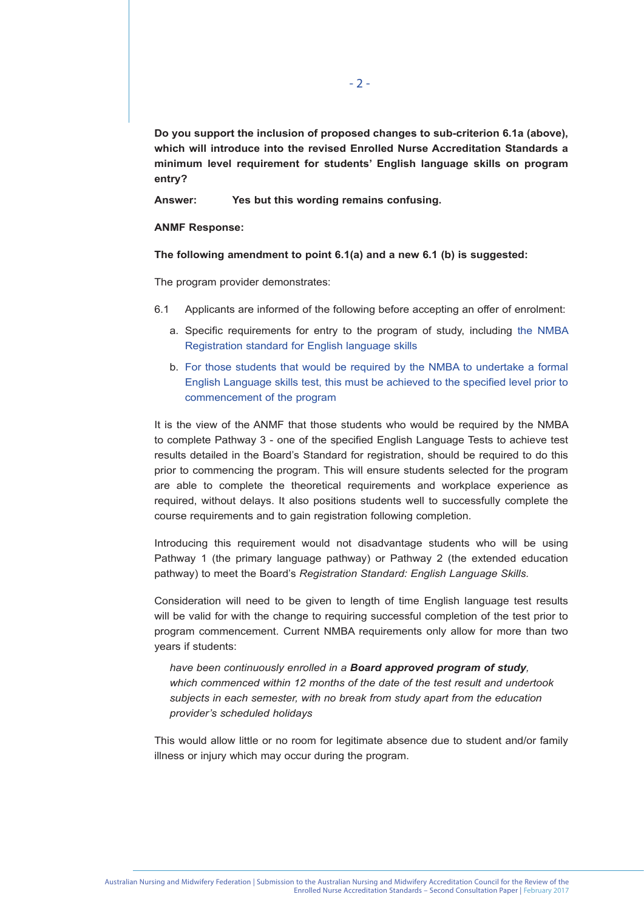**Do you support the inclusion of proposed changes to sub-criterion 6.1a (above), which will introduce into the revised Enrolled Nurse Accreditation Standards a minimum level requirement for students' English language skills on program entry?**

**Answer:** **Yes but this wording remains confusing.**

**ANMF Response:**

**The following amendment to point 6.1(a) and a new 6.1 (b) is suggested:**

The program provider demonstrates:

6.1 Applicants are informed of the following before accepting an offer of enrolment:

a. Specific requirements for entry to the program of study, including the NMBA Registration standard for English language skills

b. For those students that would be required by the NMBA to undertake a formal English Language skills test, this must be achieved to the specified level prior to commencement of the program

It is the view of the ANMF that those students who would be required by the NMBA to complete Pathway 3 - one of the specified English Language Tests to achieve test results detailed in the Board's Standard for registration, should be required to do this prior to commencing the program. This will ensure students selected for the program are able to complete the theoretical requirements and workplace experience as required, without delays. It also positions students well to successfully complete the course requirements and to gain registration following completion.

Introducing this requirement would not disadvantage students who will be using Pathway 1 (the primary language pathway) or Pathway 2 (the extended education pathway) to meet the Board's *Registration Standard: English Language Skills.*

Consideration will need to be given to length of time English language test results will be valid for with the change to requiring successful completion of the test prior to program commencement. Current NMBA requirements only allow for more than two years if students:

> *have been continuously enrolled in a **Board approved program of study**, which commenced within 12 months of the date of the test result and undertook subjects in each semester, with no break from study apart from the education provider's scheduled holidays*

This would allow little or no room for legitimate absence due to student and/or family illness or injury which may occur during the program.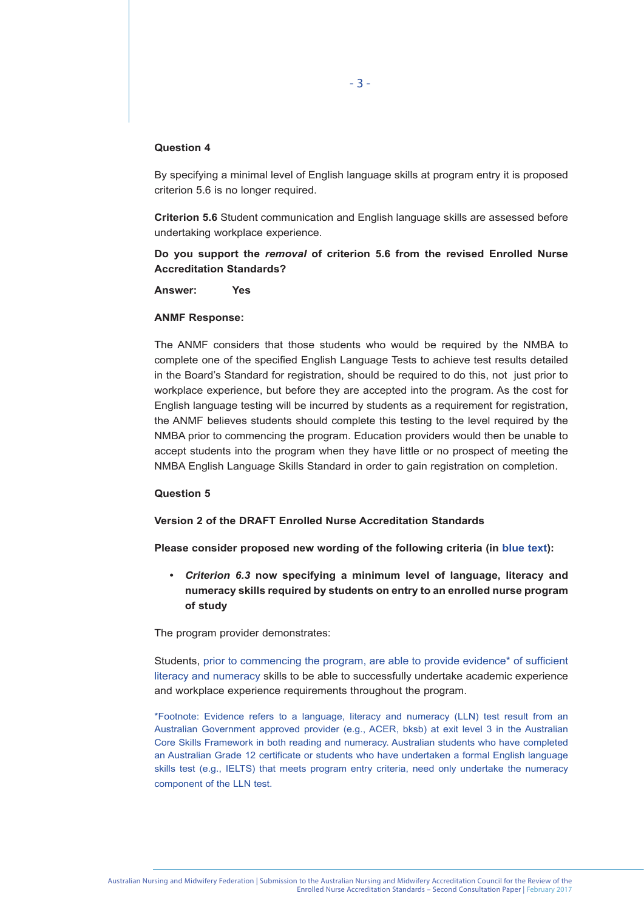**Question 4**

By specifying a minimal level of English language skills at program entry it is proposed criterion 5.6 is no longer required.

**Criterion 5.6** Student communication and English language skills are assessed before undertaking workplace experience.

**Do you support the *removal* of criterion 5.6 from the revised Enrolled Nurse Accreditation Standards?**

**Answer:** **Yes**

**ANMF Response:**

The ANMF considers that those students who would be required by the NMBA to complete one of the specified English Language Tests to achieve test results detailed in the Board's Standard for registration, should be required to do this, not just prior to workplace experience, but before they are accepted into the program. As the cost for English language testing will be incurred by students as a requirement for registration, the ANMF believes students should complete this testing to the level required by the NMBA prior to commencing the program. Education providers would then be unable to accept students into the program when they have little or no prospect of meeting the NMBA English Language Skills Standard in order to gain registration on completion.

**Question 5**

**Version 2 of the DRAFT Enrolled Nurse Accreditation Standards**

**Please consider proposed new wording of the following criteria (in blue text):**

- ***Criterion 6.3* now specifying a minimum level of language, literacy and numeracy skills required by students on entry to an enrolled nurse program of study**

The program provider demonstrates:

Students, prior to commencing the program, are able to provide evidence* of sufficient literacy and numeracy skills to be able to successfully undertake academic experience and workplace experience requirements throughout the program.

*Footnote: Evidence refers to a language, literacy and numeracy (LLN) test result from an Australian Government approved provider (e.g., ACER, bksb) at exit level 3 in the Australian Core Skills Framework in both reading and numeracy. Australian students who have completed an Australian Grade 12 certificate or students who have undertaken a formal English language skills test (e.g., IELTS) that meets program entry criteria, need only undertake the numeracy component of the LLN test.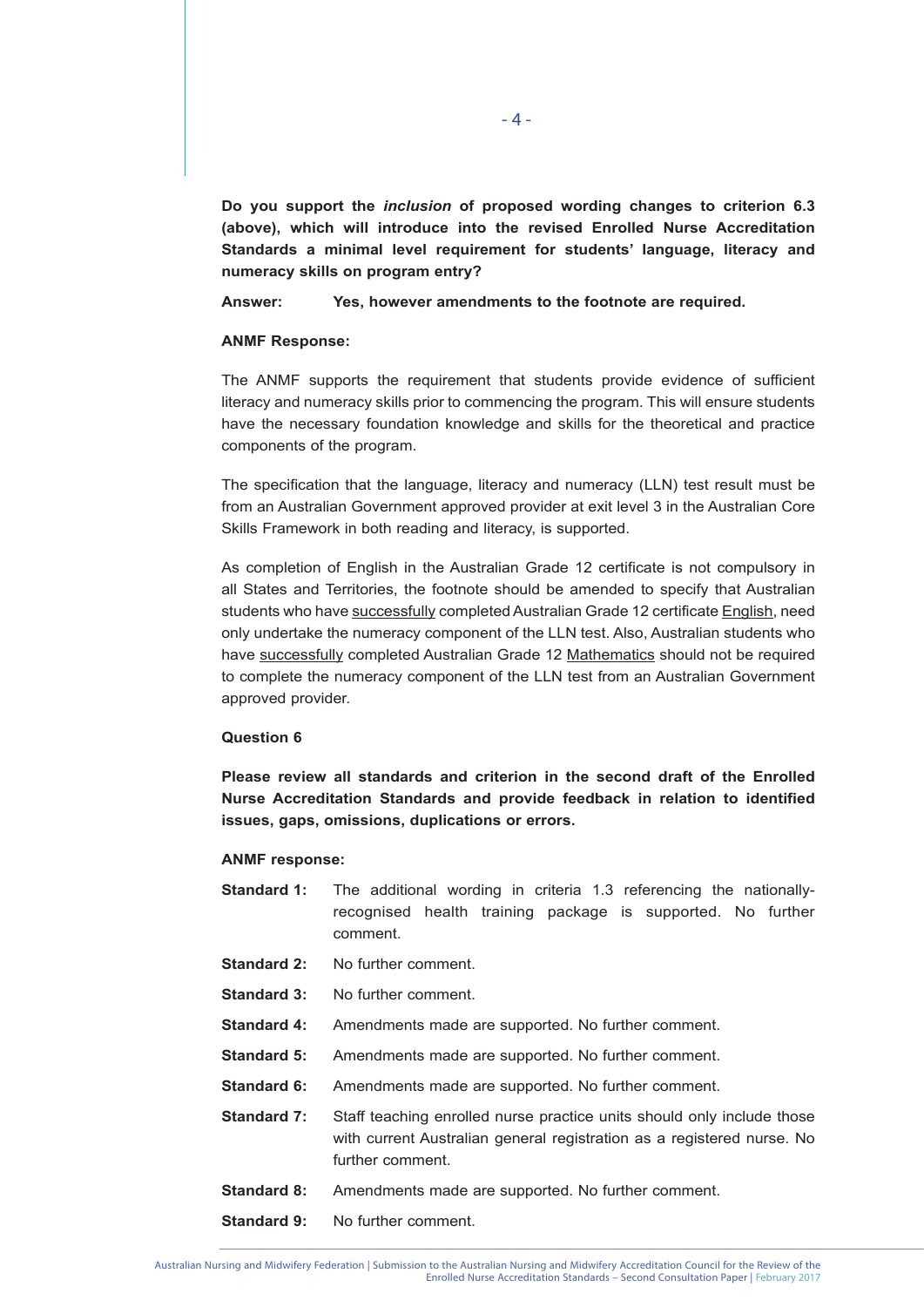**Do you support the *inclusion* of proposed wording changes to criterion 6.3 (above), which will introduce into the revised Enrolled Nurse Accreditation Standards a minimal level requirement for students' language, literacy and numeracy skills on program entry?**

**Answer: Yes, however amendments to the footnote are required.**

**ANMF Response:**

The ANMF supports the requirement that students provide evidence of sufficient literacy and numeracy skills prior to commencing the program. This will ensure students have the necessary foundation knowledge and skills for the theoretical and practice components of the program.

The specification that the language, literacy and numeracy (LLN) test result must be from an Australian Government approved provider at exit level 3 in the Australian Core Skills Framework in both reading and literacy, is supported.

As completion of English in the Australian Grade 12 certificate is not compulsory in all States and Territories, the footnote should be amended to specify that Australian students who have <u>successfully</u> completed Australian Grade 12 certificate <u>English</u>, need only undertake the numeracy component of the LLN test. Also, Australian students who have <u>successfully</u> completed Australian Grade 12 <u>Mathematics</u> should not be required to complete the numeracy component of the LLN test from an Australian Government approved provider.

**Question 6**

**Please review all standards and criterion in the second draft of the Enrolled Nurse Accreditation Standards and provide feedback in relation to identified issues, gaps, omissions, duplications or errors.**

**ANMF response:**

**Standard 1:** The additional wording in criteria 1.3 referencing the nationally-recognised health training package is supported. No further comment.

**Standard 2:** No further comment.

**Standard 3:** No further comment.

**Standard 4:** Amendments made are supported. No further comment.

**Standard 5:** Amendments made are supported. No further comment.

**Standard 6:** Amendments made are supported. No further comment.

**Standard 7:** Staff teaching enrolled nurse practice units should only include those with current Australian general registration as a registered nurse. No further comment.

**Standard 8:** Amendments made are supported. No further comment.

**Standard 9:** No further comment.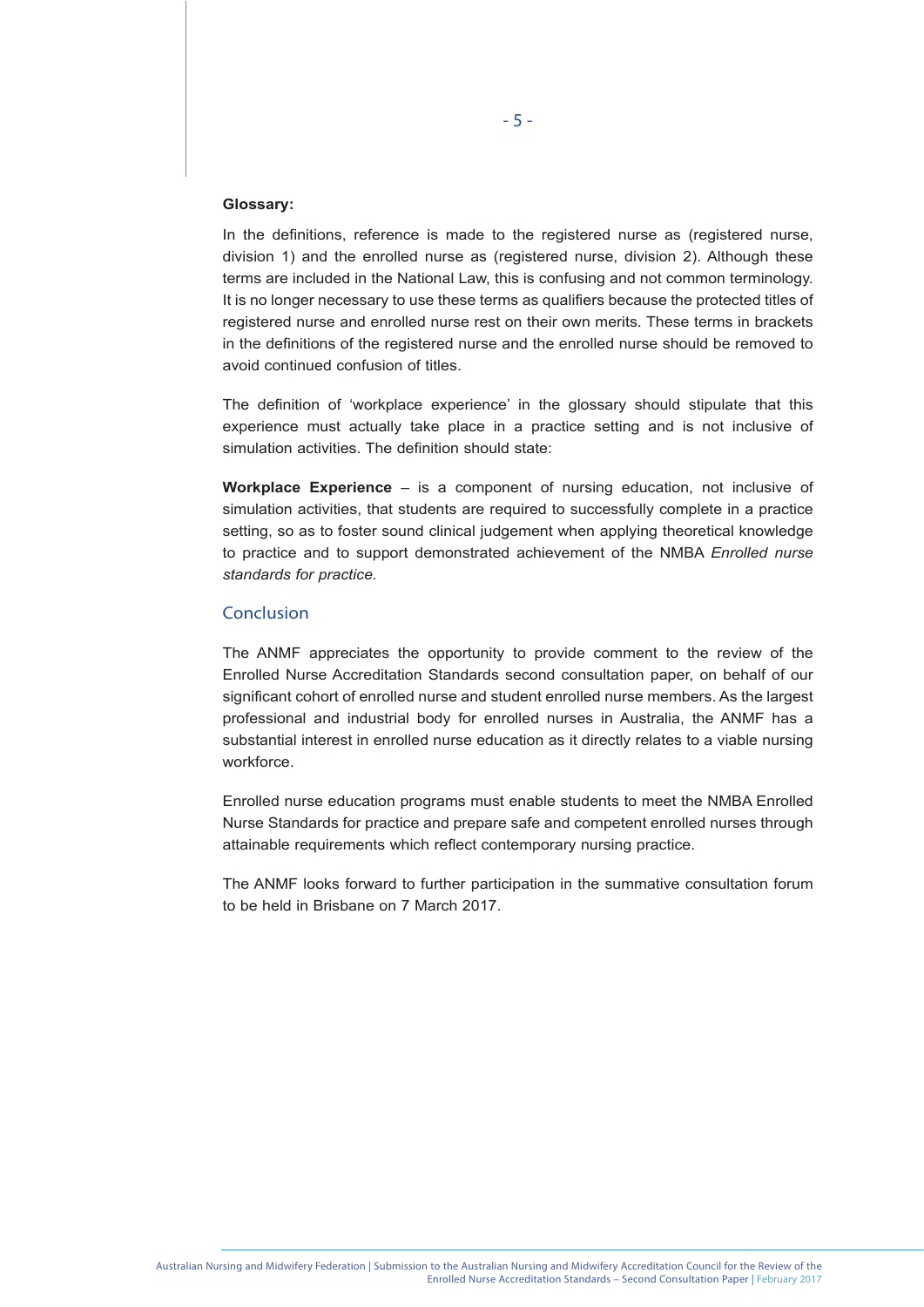**Glossary:**

In the definitions, reference is made to the registered nurse as (registered nurse, division 1) and the enrolled nurse as (registered nurse, division 2). Although these terms are included in the National Law, this is confusing and not common terminology. It is no longer necessary to use these terms as qualifiers because the protected titles of registered nurse and enrolled nurse rest on their own merits. These terms in brackets in the definitions of the registered nurse and the enrolled nurse should be removed to avoid continued confusion of titles.

The definition of 'workplace experience' in the glossary should stipulate that this experience must actually take place in a practice setting and is not inclusive of simulation activities. The definition should state:

**Workplace Experience** – is a component of nursing education, not inclusive of simulation activities, that students are required to successfully complete in a practice setting, so as to foster sound clinical judgement when applying theoretical knowledge to practice and to support demonstrated achievement of the NMBA *Enrolled nurse standards for practice.*

## Conclusion

The ANMF appreciates the opportunity to provide comment to the review of the Enrolled Nurse Accreditation Standards second consultation paper, on behalf of our significant cohort of enrolled nurse and student enrolled nurse members. As the largest professional and industrial body for enrolled nurses in Australia, the ANMF has a substantial interest in enrolled nurse education as it directly relates to a viable nursing workforce.

Enrolled nurse education programs must enable students to meet the NMBA Enrolled Nurse Standards for practice and prepare safe and competent enrolled nurses through attainable requirements which reflect contemporary nursing practice.

The ANMF looks forward to further participation in the summative consultation forum to be held in Brisbane on 7 March 2017.